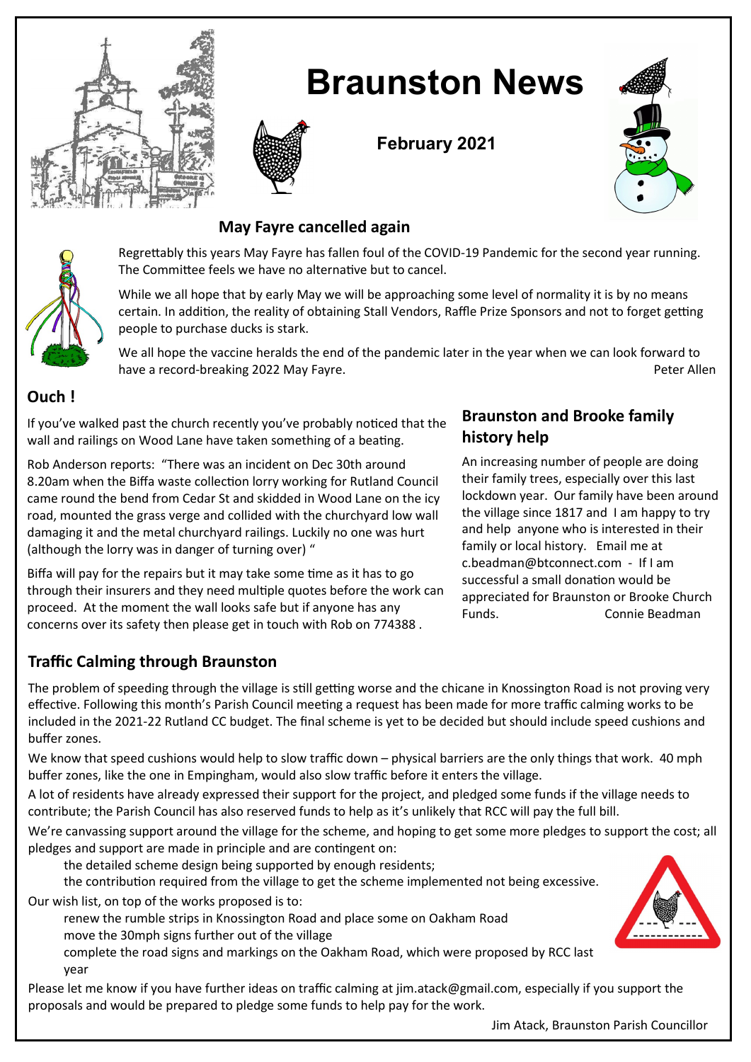# Braunston News

**February 2021**

## May Fayre cancelled again

Regrettably this years May Fayre has fallen foul of the COVID-19 Pandemic for the second year running. The Committee feels we have no alternative but to cancel.

While we all hope that by early May we will be approaching some level of normality it is by no means certain. In addition, the reality of obtaining Stall Vendors, Raffle Prize Sponsors and not to forget getting people to purchase ducks is stark.

We all hope the vaccine heralds the end of the pandemic later in the year when we can look forward to have a record-breaking 2022 May Fayre.

Peter Allen

## Ouch !

If you've walked past the church recently you've probably noticed that the wall and railings on Wood Lane have taken something of a beating.

Rob Anderson reports: "There was an incident on Dec 30th around 8.20am when the Biffa waste collection lorry working for Rutland Council came round the bend from Cedar St and skidded in Wood Lane on the icy road, mounted the grass verge and collided with the churchyard low wall damaging it and the metal churchyard railings. Luckily no one was hurt (although the lorry was in danger of turning over) "

Biffa will pay for the repairs but it may take some time as it has to go through their insurers and they need multiple quotes before the work can proceed. At the moment the wall looks safe but if anyone has any concerns over its safety then please get in touch with Rob on 774388 .

## Braunston and Brooke family history help

An increasing number of people are doing their family trees, especially over this last lockdown year. Our family have been around the village since 1817 and I am happy to try and help anyone who is interested in their family or local history. Email me at c.beadman@btconnect.com - If I am successful a small donation would be appreciated for Braunston or Brooke Church Funds.

Connie Beadman

## Traffic Calming through Braunston

The problem of speeding through the village is still getting worse and the chicane in Knossington Road is not proving very effective. Following this month's Parish Council meeting a request has been made for more traffic calming works to be included in the 2021-22 Rutland CC budget. The final scheme is yet to be decided but should include speed cushions and buffer zones.

We know that speed cushions would help to slow traffic down – physical barriers are the only things that work. 40 mph buffer zones, like the one in Empingham, would also slow traffic before it enters the village.

A lot of residents have already expressed their support for the project, and pledged some funds if the village needs to contribute; the Parish Council has also reserved funds to help as it's unlikely that RCC will pay the full bill.

We're canvassing support around the village for the scheme, and hoping to get some more pledges to support the cost; all pledges and support are made in principle and are contingent on:

- the detailed scheme design being supported by enough residents;
- the contribution required from the village to get the scheme implemented not being excessive.

Our wish list, on top of the works proposed is to:

- renew the rumble strips in Knossington Road and place some on Oakham Road
- move the 30mph signs further out of the village
- complete the road signs and markings on the Oakham Road, which were proposed by RCC last year

Please let me know if you have further ideas on traffic calming at jim.atack@gmail.com, especially if you support the proposals and would be prepared to pledge some funds to help pay for the work.

Jim Atack, Braunston Parish Councillor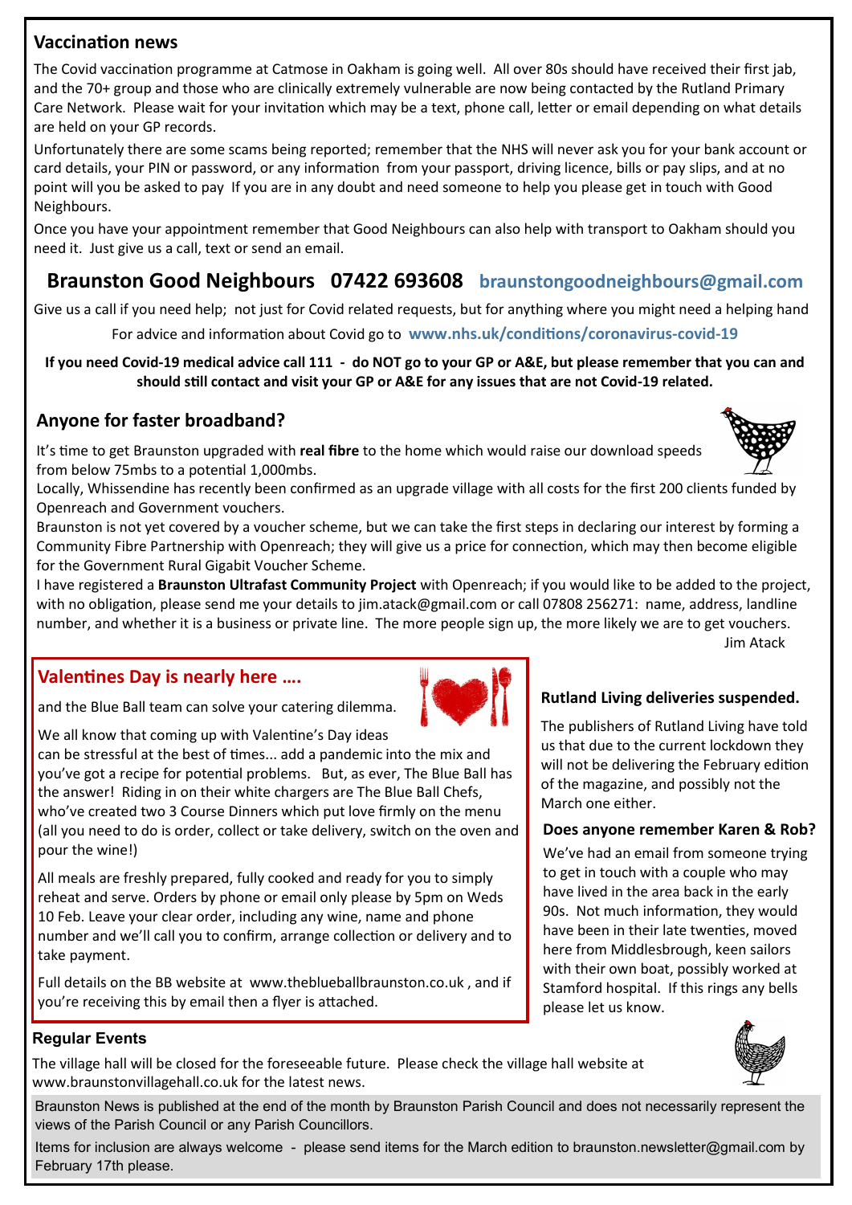## Vaccination news

The Covid vaccination programme at Catmose in Oakham is going well. All over 80s should have received their first jab, and the 70+ group and those who are clinically extremely vulnerable are now being contacted by the Rutland Primary Care Network. Please wait for your invitation which may be a text, phone call, letter or email depending on what details are held on your GP records.

Unfortunately there are some scams being reported; remember that the NHS will never ask you for your bank account or card details, your PIN or password, or any information from your passport, driving licence, bills or pay slips, and at no point will you be asked to pay If you are in any doubt and need someone to help you please get in touch with Good Neighbours.

Once you have your appointment remember that Good Neighbours can also help with transport to Oakham should you need it. Just give us a call, text or send an email.

## Braunston Good Neighbours 07422 693608 braunstongoodneighbours@gmail.com

Give us a call if you need help; not just for Covid related requests, but for anything where you might need a helping hand

For advice and information about Covid go to **www.nhs.uk/conditions/coronavirus-covid-19**

**If you need Covid-19 medical advice call 111 - do NOT go to your GP or A&E, but please remember that you can and should still contact and visit your GP or A&E for any issues that are not Covid-19 related.**

## Anyone for faster broadband?

It's time to get Braunston upgraded with **real fibre** to the home which would raise our download speeds from below 75mbs to a potential 1,000mbs.

Locally, Whissendine has recently been confirmed as an upgrade village with all costs for the first 200 clients funded by Openreach and Government vouchers.

Braunston is not yet covered by a voucher scheme, but we can take the first steps in declaring our interest by forming a Community Fibre Partnership with Openreach; they will give us a price for connection, which may then become eligible for the Government Rural Gigabit Voucher Scheme.

I have registered a **Braunston Ultrafast Community Project** with Openreach; if you would like to be added to the project, with no obligation, please send me your details to jim.atack@gmail.com or call 07808 256271: name, address, landline number, and whether it is a business or private line. The more people sign up, the more likely we are to get vouchers.

Jim Atack

## Valentines Day is nearly here ….

and the Blue Ball team can solve your catering dilemma.

We all know that coming up with Valentine's Day ideas can be stressful at the best of times... add a pandemic into the mix and you've got a recipe for potential problems. But, as ever, The Blue Ball has the answer! Riding in on their white chargers are The Blue Ball Chefs, who've created two 3 Course Dinners which put love firmly on the menu (all you need to do is order, collect or take delivery, switch on the oven and pour the wine!)

All meals are freshly prepared, fully cooked and ready for you to simply reheat and serve. Orders by phone or email only please by 5pm on Weds 10 Feb. Leave your clear order, including any wine, name and phone number and we'll call you to confirm, arrange collection or delivery and to take payment.

Full details on the BB website at www.theblueballbraunston.co.uk , and if you're receiving this by email then a flyer is attached.

### Rutland Living deliveries suspended.

The publishers of Rutland Living have told us that due to the current lockdown they will not be delivering the February edition of the magazine, and possibly not the March one either.

### Does anyone remember Karen & Rob?

We've had an email from someone trying to get in touch with a couple who may have lived in the area back in the early 90s. Not much information, they would have been in their late twenties, moved here from Middlesbrough, keen sailors with their own boat, possibly worked at Stamford hospital. If this rings any bells please let us know.

### Regular Events

The village hall will be closed for the foreseeable future. Please check the village hall website at www.braunstonvillagehall.co.uk for the latest news.

Braunston News is published at the end of the month by Braunston Parish Council and does not necessarily represent the views of the Parish Council or any Parish Councillors.

Items for inclusion are always welcome - please send items for the March edition to braunston.newsletter@gmail.com by February 17th please.